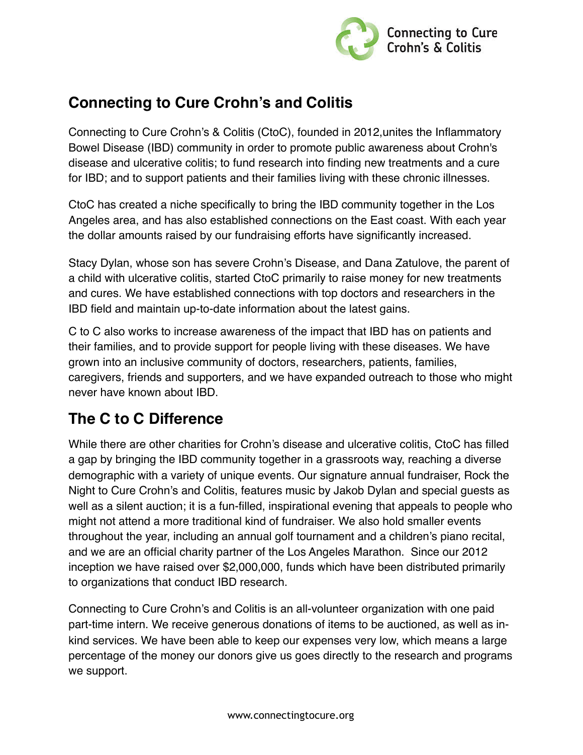Connecting to Cure Crohn's & Colitis

## Connecting to Cure Crohn's and Colitis

Connecting to Cure Crohn's & Colitis (CtoC), founded in 2012,unites the Inflammatory Bowel Disease (IBD) community in order to promote public awareness about Crohn's disease and ulcerative colitis; to fund research into finding new treatments and a cure for IBD; and to support patients and their families living with these chronic illnesses.

CtoC has created a niche specifically to bring the IBD community together in the Los Angeles area, and has also established connections on the East coast. With each year the dollar amounts raised by our fundraising efforts have significantly increased.

Stacy Dylan, whose son has severe Crohn's Disease, and Dana Zatulove, the parent of a child with ulcerative colitis, started CtoC primarily to raise money for new treatments and cures. We have established connections with top doctors and researchers in the IBD field and maintain up-to-date information about the latest gains.

C to C also works to increase awareness of the impact that IBD has on patients and their families, and to provide support for people living with these diseases. We have grown into an inclusive community of doctors, researchers, patients, families, caregivers, friends and supporters, and we have expanded outreach to those who might never have known about IBD.

## The C to C Difference

While there are other charities for Crohn's disease and ulcerative colitis, CtoC has filled a gap by bringing the IBD community together in a grassroots way, reaching a diverse demographic with a variety of unique events. Our signature annual fundraiser, Rock the Night to Cure Crohn's and Colitis, features music by Jakob Dylan and special guests as well as a silent auction; it is a fun-filled, inspirational evening that appeals to people who might not attend a more traditional kind of fundraiser. We also hold smaller events throughout the year, including an annual golf tournament and a children's piano recital, and we are an official charity partner of the Los Angeles Marathon. Since our 2012 inception we have raised over $2,000,000, funds which have been distributed primarily to organizations that conduct IBD research.

Connecting to Cure Crohn's and Colitis is an all-volunteer organization with one paid part-time intern. We receive generous donations of items to be auctioned, as well as in-kind services. We have been able to keep our expenses very low, which means a large percentage of the money our donors give us goes directly to the research and programs we support.

www.connectingtocure.org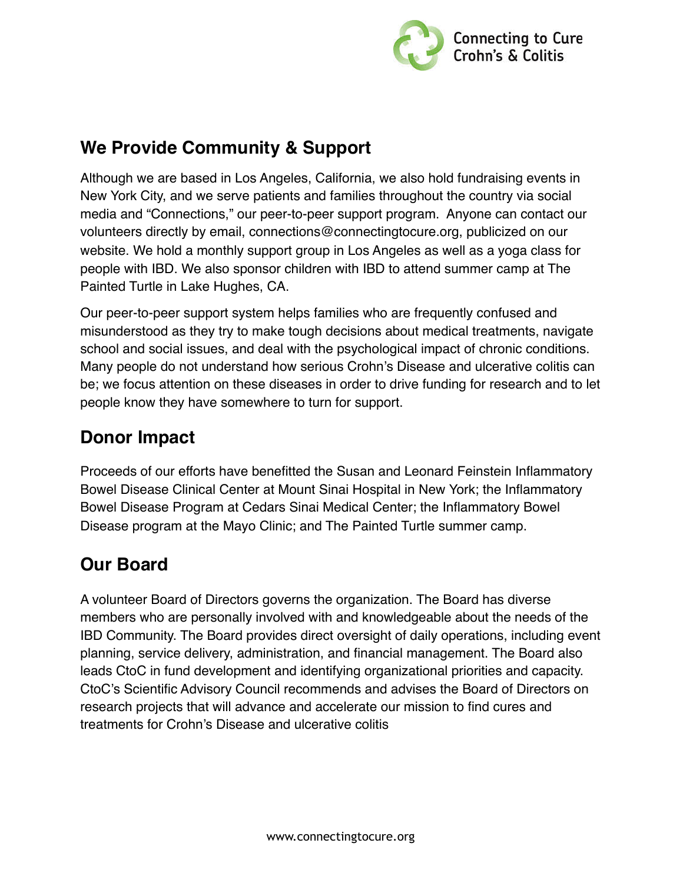## We Provide Community & Support

Although we are based in Los Angeles, California, we also hold fundraising events in New York City, and we serve patients and families throughout the country via social media and "Connections," our peer-to-peer support program. Anyone can contact our volunteers directly by email, connections@connectingtocure.org, publicized on our website. We hold a monthly support group in Los Angeles as well as a yoga class for people with IBD. We also sponsor children with IBD to attend summer camp at The Painted Turtle in Lake Hughes, CA.

Our peer-to-peer support system helps families who are frequently confused and misunderstood as they try to make tough decisions about medical treatments, navigate school and social issues, and deal with the psychological impact of chronic conditions. Many people do not understand how serious Crohn's Disease and ulcerative colitis can be; we focus attention on these diseases in order to drive funding for research and to let people know they have somewhere to turn for support.

## Donor Impact

Proceeds of our efforts have benefitted the Susan and Leonard Feinstein Inflammatory Bowel Disease Clinical Center at Mount Sinai Hospital in New York; the Inflammatory Bowel Disease Program at Cedars Sinai Medical Center; the Inflammatory Bowel Disease program at the Mayo Clinic; and The Painted Turtle summer camp.

## Our Board

A volunteer Board of Directors governs the organization. The Board has diverse members who are personally involved with and knowledgeable about the needs of the IBD Community. The Board provides direct oversight of daily operations, including event planning, service delivery, administration, and financial management. The Board also leads CtoC in fund development and identifying organizational priorities and capacity. CtoC's Scientific Advisory Council recommends and advises the Board of Directors on research projects that will advance and accelerate our mission to find cures and treatments for Crohn's Disease and ulcerative colitis